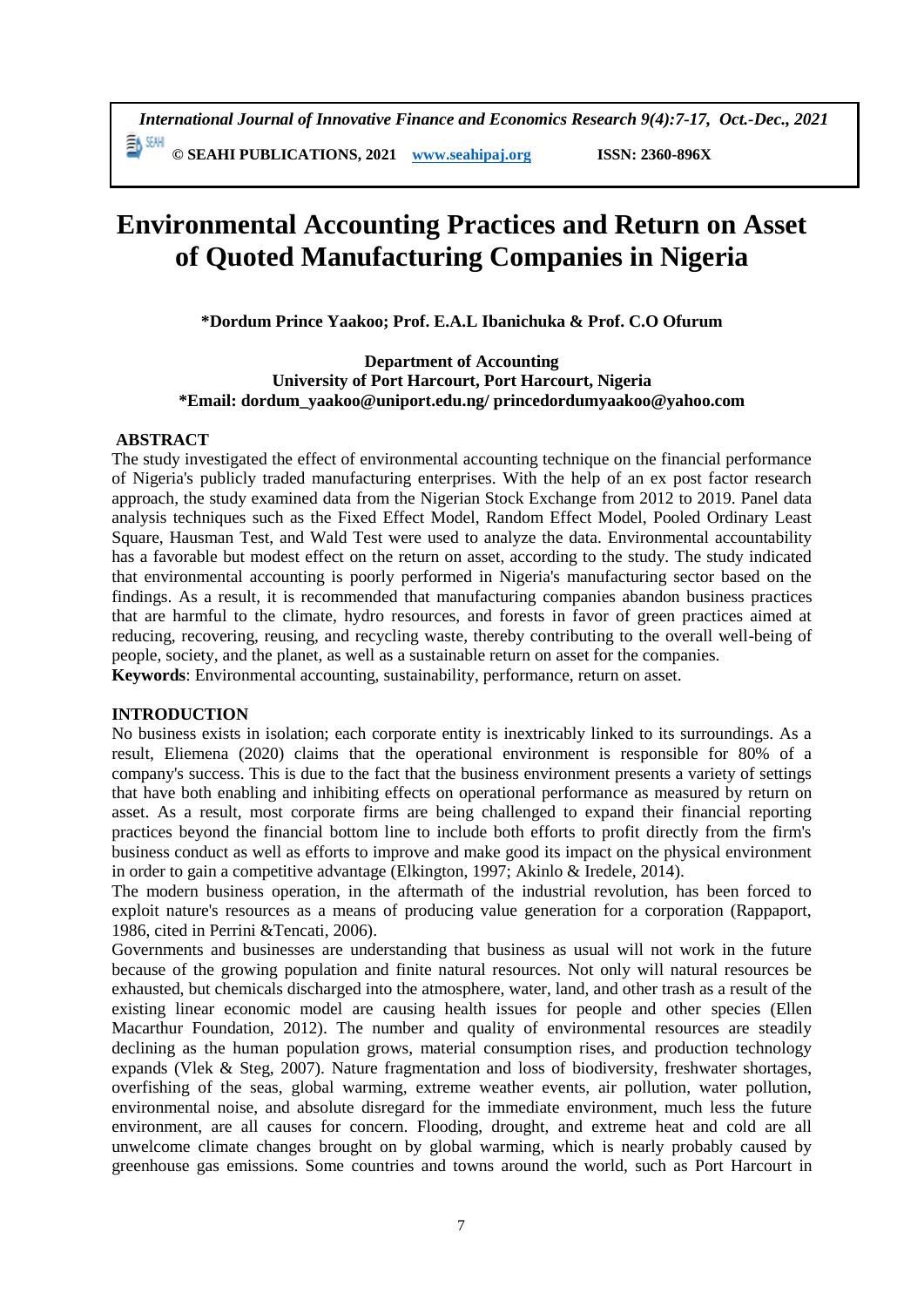# Environmental Accounting Practices and Return on Asset of Quoted Manufacturing Companies in Nigeria

**\*Dordum Prince Yaakoo; Prof. E.A.L Ibanichuka & Prof. C.O Ofurum**

**Department of Accounting**
**University of Port Harcourt, Port Harcourt, Nigeria**
**\*Email: dordum_yaakoo@uniport.edu.ng/ princedordumyaakoo@yahoo.com**

## ABSTRACT

The study investigated the effect of environmental accounting technique on the financial performance of Nigeria's publicly traded manufacturing enterprises. With the help of an ex post factor research approach, the study examined data from the Nigerian Stock Exchange from 2012 to 2019. Panel data analysis techniques such as the Fixed Effect Model, Random Effect Model, Pooled Ordinary Least Square, Hausman Test, and Wald Test were used to analyze the data. Environmental accountability has a favorable but modest effect on the return on asset, according to the study. The study indicated that environmental accounting is poorly performed in Nigeria's manufacturing sector based on the findings. As a result, it is recommended that manufacturing companies abandon business practices that are harmful to the climate, hydro resources, and forests in favor of green practices aimed at reducing, recovering, reusing, and recycling waste, thereby contributing to the overall well-being of people, society, and the planet, as well as a sustainable return on asset for the companies.

**Keywords**: Environmental accounting, sustainability, performance, return on asset.

## INTRODUCTION

No business exists in isolation; each corporate entity is inextricably linked to its surroundings. As a result, Eliemena (2020) claims that the operational environment is responsible for 80% of a company's success. This is due to the fact that the business environment presents a variety of settings that have both enabling and inhibiting effects on operational performance as measured by return on asset. As a result, most corporate firms are being challenged to expand their financial reporting practices beyond the financial bottom line to include both efforts to profit directly from the firm's business conduct as well as efforts to improve and make good its impact on the physical environment in order to gain a competitive advantage (Elkington, 1997; Akinlo & Iredele, 2014).

The modern business operation, in the aftermath of the industrial revolution, has been forced to exploit nature's resources as a means of producing value generation for a corporation (Rappaport, 1986, cited in Perrini &Tencati, 2006).

Governments and businesses are understanding that business as usual will not work in the future because of the growing population and finite natural resources. Not only will natural resources be exhausted, but chemicals discharged into the atmosphere, water, land, and other trash as a result of the existing linear economic model are causing health issues for people and other species (Ellen Macarthur Foundation, 2012). The number and quality of environmental resources are steadily declining as the human population grows, material consumption rises, and production technology expands (Vlek & Steg, 2007). Nature fragmentation and loss of biodiversity, freshwater shortages, overfishing of the seas, global warming, extreme weather events, air pollution, water pollution, environmental noise, and absolute disregard for the immediate environment, much less the future environment, are all causes for concern. Flooding, drought, and extreme heat and cold are all unwelcome climate changes brought on by global warming, which is nearly probably caused by greenhouse gas emissions. Some countries and towns around the world, such as Port Harcourt in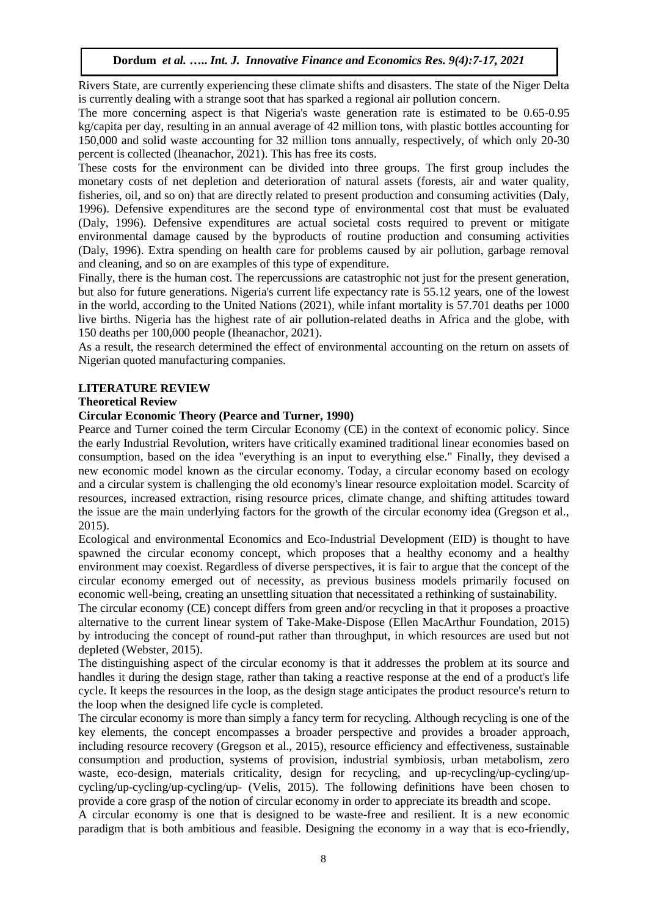Rivers State, are currently experiencing these climate shifts and disasters. The state of the Niger Delta is currently dealing with a strange soot that has sparked a regional air pollution concern.

The more concerning aspect is that Nigeria's waste generation rate is estimated to be 0.65-0.95 kg/capita per day, resulting in an annual average of 42 million tons, with plastic bottles accounting for 150,000 and solid waste accounting for 32 million tons annually, respectively, of which only 20-30 percent is collected (Iheanachor, 2021). This has free its costs.

These costs for the environment can be divided into three groups. The first group includes the monetary costs of net depletion and deterioration of natural assets (forests, air and water quality, fisheries, oil, and so on) that are directly related to present production and consuming activities (Daly, 1996). Defensive expenditures are the second type of environmental cost that must be evaluated (Daly, 1996). Defensive expenditures are actual societal costs required to prevent or mitigate environmental damage caused by the byproducts of routine production and consuming activities (Daly, 1996). Extra spending on health care for problems caused by air pollution, garbage removal and cleaning, and so on are examples of this type of expenditure.

Finally, there is the human cost. The repercussions are catastrophic not just for the present generation, but also for future generations. Nigeria's current life expectancy rate is 55.12 years, one of the lowest in the world, according to the United Nations (2021), while infant mortality is 57.701 deaths per 1000 live births. Nigeria has the highest rate of air pollution-related deaths in Africa and the globe, with 150 deaths per 100,000 people (Iheanachor, 2021).

As a result, the research determined the effect of environmental accounting on the return on assets of Nigerian quoted manufacturing companies.

## LITERATURE REVIEW

### Theoretical Review

#### Circular Economic Theory (Pearce and Turner, 1990)

Pearce and Turner coined the term Circular Economy (CE) in the context of economic policy. Since the early Industrial Revolution, writers have critically examined traditional linear economies based on consumption, based on the idea "everything is an input to everything else." Finally, they devised a new economic model known as the circular economy. Today, a circular economy based on ecology and a circular system is challenging the old economy's linear resource exploitation model. Scarcity of resources, increased extraction, rising resource prices, climate change, and shifting attitudes toward the issue are the main underlying factors for the growth of the circular economy idea (Gregson et al., 2015).

Ecological and environmental Economics and Eco-Industrial Development (EID) is thought to have spawned the circular economy concept, which proposes that a healthy economy and a healthy environment may coexist. Regardless of diverse perspectives, it is fair to argue that the concept of the circular economy emerged out of necessity, as previous business models primarily focused on economic well-being, creating an unsettling situation that necessitated a rethinking of sustainability.

The circular economy (CE) concept differs from green and/or recycling in that it proposes a proactive alternative to the current linear system of Take-Make-Dispose (Ellen MacArthur Foundation, 2015) by introducing the concept of round-put rather than throughput, in which resources are used but not depleted (Webster, 2015).

The distinguishing aspect of the circular economy is that it addresses the problem at its source and handles it during the design stage, rather than taking a reactive response at the end of a product's life cycle. It keeps the resources in the loop, as the design stage anticipates the product resource's return to the loop when the designed life cycle is completed.

The circular economy is more than simply a fancy term for recycling. Although recycling is one of the key elements, the concept encompasses a broader perspective and provides a broader approach, including resource recovery (Gregson et al., 2015), resource efficiency and effectiveness, sustainable consumption and production, systems of provision, industrial symbiosis, urban metabolism, zero waste, eco-design, materials criticality, design for recycling, and up-recycling/up-cycling/up-cycling/up-cycling/up-cycling/up- (Velis, 2015). The following definitions have been chosen to provide a core grasp of the notion of circular economy in order to appreciate its breadth and scope.

A circular economy is one that is designed to be waste-free and resilient. It is a new economic paradigm that is both ambitious and feasible. Designing the economy in a way that is eco-friendly,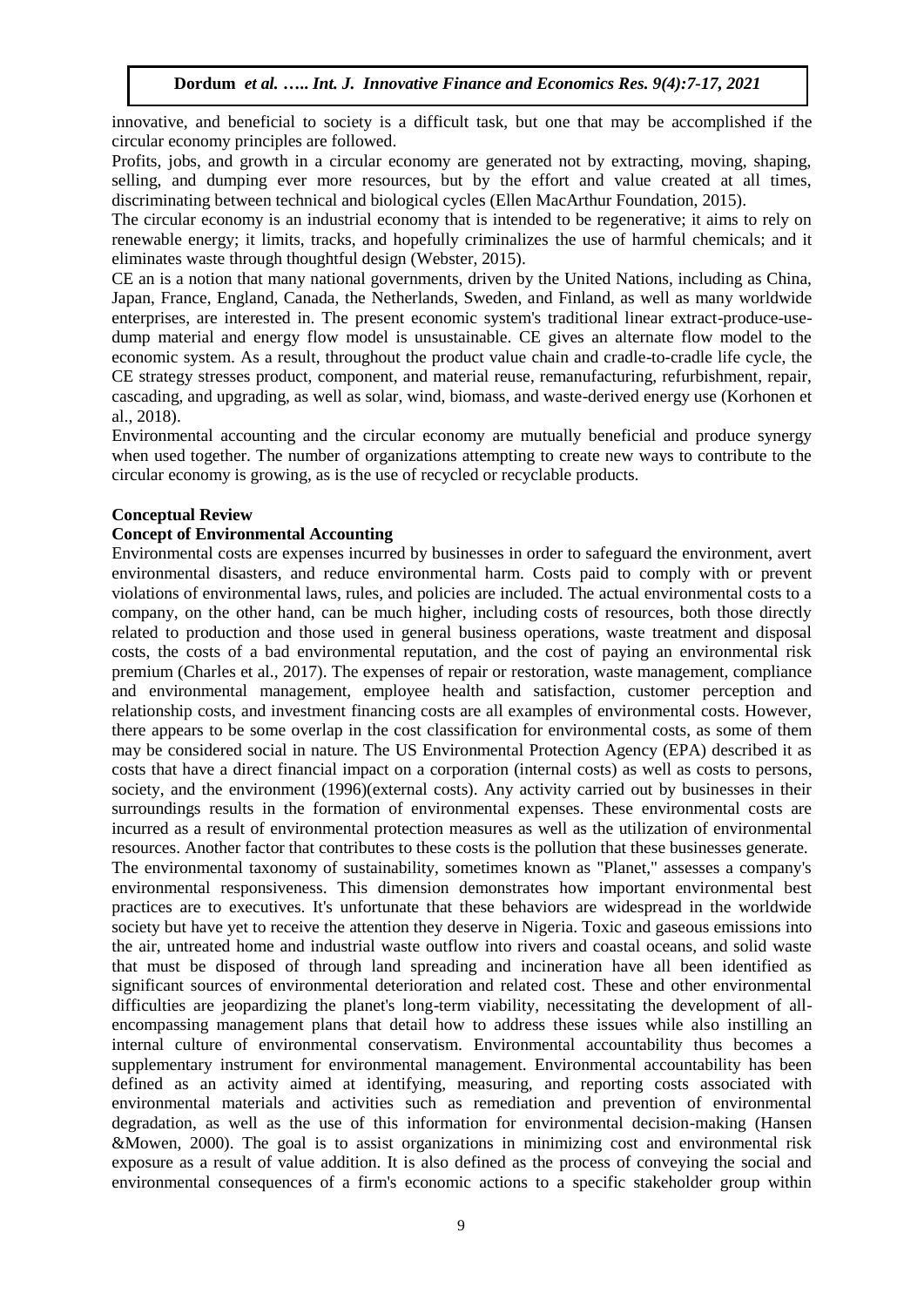innovative, and beneficial to society is a difficult task, but one that may be accomplished if the circular economy principles are followed.

Profits, jobs, and growth in a circular economy are generated not by extracting, moving, shaping, selling, and dumping ever more resources, but by the effort and value created at all times, discriminating between technical and biological cycles (Ellen MacArthur Foundation, 2015).

The circular economy is an industrial economy that is intended to be regenerative; it aims to rely on renewable energy; it limits, tracks, and hopefully criminalizes the use of harmful chemicals; and it eliminates waste through thoughtful design (Webster, 2015).

CE an is a notion that many national governments, driven by the United Nations, including as China, Japan, France, England, Canada, the Netherlands, Sweden, and Finland, as well as many worldwide enterprises, are interested in. The present economic system's traditional linear extract-produce-use-dump material and energy flow model is unsustainable. CE gives an alternate flow model to the economic system. As a result, throughout the product value chain and cradle-to-cradle life cycle, the CE strategy stresses product, component, and material reuse, remanufacturing, refurbishment, repair, cascading, and upgrading, as well as solar, wind, biomass, and waste-derived energy use (Korhonen et al., 2018).

Environmental accounting and the circular economy are mutually beneficial and produce synergy when used together. The number of organizations attempting to create new ways to contribute to the circular economy is growing, as is the use of recycled or recyclable products.

## Conceptual Review

### Concept of Environmental Accounting

Environmental costs are expenses incurred by businesses in order to safeguard the environment, avert environmental disasters, and reduce environmental harm. Costs paid to comply with or prevent violations of environmental laws, rules, and policies are included. The actual environmental costs to a company, on the other hand, can be much higher, including costs of resources, both those directly related to production and those used in general business operations, waste treatment and disposal costs, the costs of a bad environmental reputation, and the cost of paying an environmental risk premium (Charles et al., 2017). The expenses of repair or restoration, waste management, compliance and environmental management, employee health and satisfaction, customer perception and relationship costs, and investment financing costs are all examples of environmental costs. However, there appears to be some overlap in the cost classification for environmental costs, as some of them may be considered social in nature. The US Environmental Protection Agency (EPA) described it as costs that have a direct financial impact on a corporation (internal costs) as well as costs to persons, society, and the environment (1996)(external costs). Any activity carried out by businesses in their surroundings results in the formation of environmental expenses. These environmental costs are incurred as a result of environmental protection measures as well as the utilization of environmental resources. Another factor that contributes to these costs is the pollution that these businesses generate.

The environmental taxonomy of sustainability, sometimes known as "Planet," assesses a company's environmental responsiveness. This dimension demonstrates how important environmental best practices are to executives. It's unfortunate that these behaviors are widespread in the worldwide society but have yet to receive the attention they deserve in Nigeria. Toxic and gaseous emissions into the air, untreated home and industrial waste outflow into rivers and coastal oceans, and solid waste that must be disposed of through land spreading and incineration have all been identified as significant sources of environmental deterioration and related cost. These and other environmental difficulties are jeopardizing the planet's long-term viability, necessitating the development of all-encompassing management plans that detail how to address these issues while also instilling an internal culture of environmental conservatism. Environmental accountability thus becomes a supplementary instrument for environmental management. Environmental accountability has been defined as an activity aimed at identifying, measuring, and reporting costs associated with environmental materials and activities such as remediation and prevention of environmental degradation, as well as the use of this information for environmental decision-making (Hansen &Mowen, 2000). The goal is to assist organizations in minimizing cost and environmental risk exposure as a result of value addition. It is also defined as the process of conveying the social and environmental consequences of a firm's economic actions to a specific stakeholder group within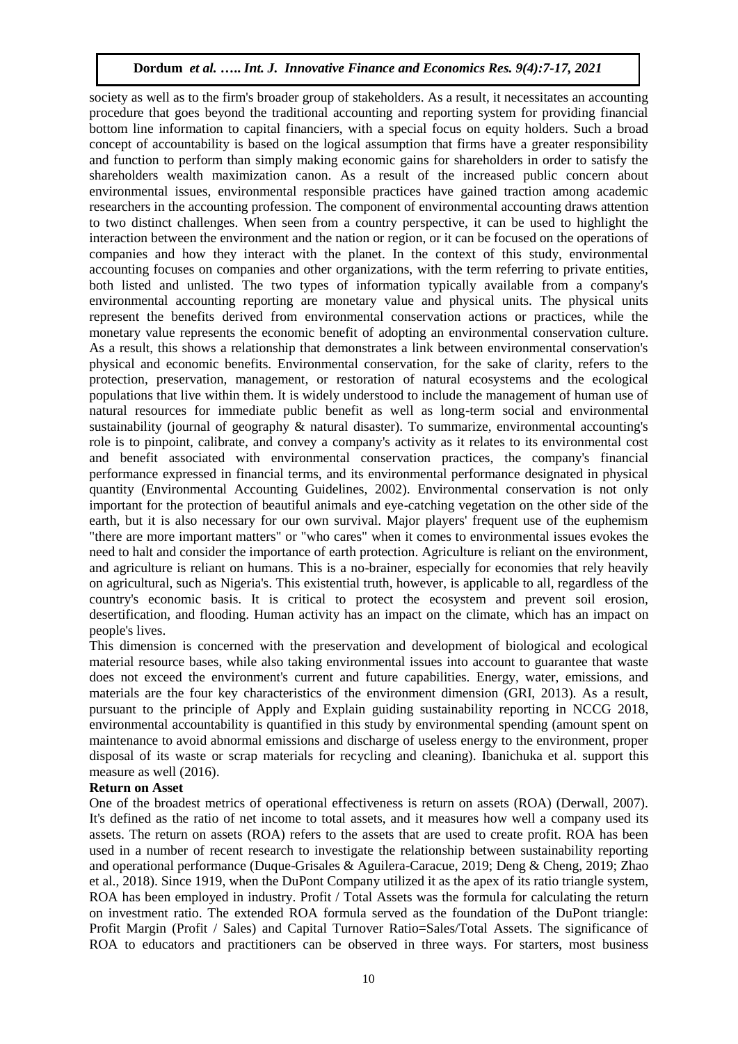society as well as to the firm's broader group of stakeholders. As a result, it necessitates an accounting procedure that goes beyond the traditional accounting and reporting system for providing financial bottom line information to capital financiers, with a special focus on equity holders. Such a broad concept of accountability is based on the logical assumption that firms have a greater responsibility and function to perform than simply making economic gains for shareholders in order to satisfy the shareholders wealth maximization canon. As a result of the increased public concern about environmental issues, environmental responsible practices have gained traction among academic researchers in the accounting profession. The component of environmental accounting draws attention to two distinct challenges. When seen from a country perspective, it can be used to highlight the interaction between the environment and the nation or region, or it can be focused on the operations of companies and how they interact with the planet. In the context of this study, environmental accounting focuses on companies and other organizations, with the term referring to private entities, both listed and unlisted. The two types of information typically available from a company's environmental accounting reporting are monetary value and physical units. The physical units represent the benefits derived from environmental conservation actions or practices, while the monetary value represents the economic benefit of adopting an environmental conservation culture. As a result, this shows a relationship that demonstrates a link between environmental conservation's physical and economic benefits. Environmental conservation, for the sake of clarity, refers to the protection, preservation, management, or restoration of natural ecosystems and the ecological populations that live within them. It is widely understood to include the management of human use of natural resources for immediate public benefit as well as long-term social and environmental sustainability (journal of geography & natural disaster). To summarize, environmental accounting's role is to pinpoint, calibrate, and convey a company's activity as it relates to its environmental cost and benefit associated with environmental conservation practices, the company's financial performance expressed in financial terms, and its environmental performance designated in physical quantity (Environmental Accounting Guidelines, 2002). Environmental conservation is not only important for the protection of beautiful animals and eye-catching vegetation on the other side of the earth, but it is also necessary for our own survival. Major players' frequent use of the euphemism "there are more important matters" or "who cares" when it comes to environmental issues evokes the need to halt and consider the importance of earth protection. Agriculture is reliant on the environment, and agriculture is reliant on humans. This is a no-brainer, especially for economies that rely heavily on agricultural, such as Nigeria's. This existential truth, however, is applicable to all, regardless of the country's economic basis. It is critical to protect the ecosystem and prevent soil erosion, desertification, and flooding. Human activity has an impact on the climate, which has an impact on people's lives.

This dimension is concerned with the preservation and development of biological and ecological material resource bases, while also taking environmental issues into account to guarantee that waste does not exceed the environment's current and future capabilities. Energy, water, emissions, and materials are the four key characteristics of the environment dimension (GRI, 2013). As a result, pursuant to the principle of Apply and Explain guiding sustainability reporting in NCCG 2018, environmental accountability is quantified in this study by environmental spending (amount spent on maintenance to avoid abnormal emissions and discharge of useless energy to the environment, proper disposal of its waste or scrap materials for recycling and cleaning). Ibanichuka et al. support this measure as well (2016).

**Return on Asset**

One of the broadest metrics of operational effectiveness is return on assets (ROA) (Derwall, 2007). It's defined as the ratio of net income to total assets, and it measures how well a company used its assets. The return on assets (ROA) refers to the assets that are used to create profit. ROA has been used in a number of recent research to investigate the relationship between sustainability reporting and operational performance (Duque-Grisales & Aguilera-Caracue, 2019; Deng & Cheng, 2019; Zhao et al., 2018). Since 1919, when the DuPont Company utilized it as the apex of its ratio triangle system, ROA has been employed in industry. Profit / Total Assets was the formula for calculating the return on investment ratio. The extended ROA formula served as the foundation of the DuPont triangle: Profit Margin (Profit / Sales) and Capital Turnover Ratio=Sales/Total Assets. The significance of ROA to educators and practitioners can be observed in three ways. For starters, most business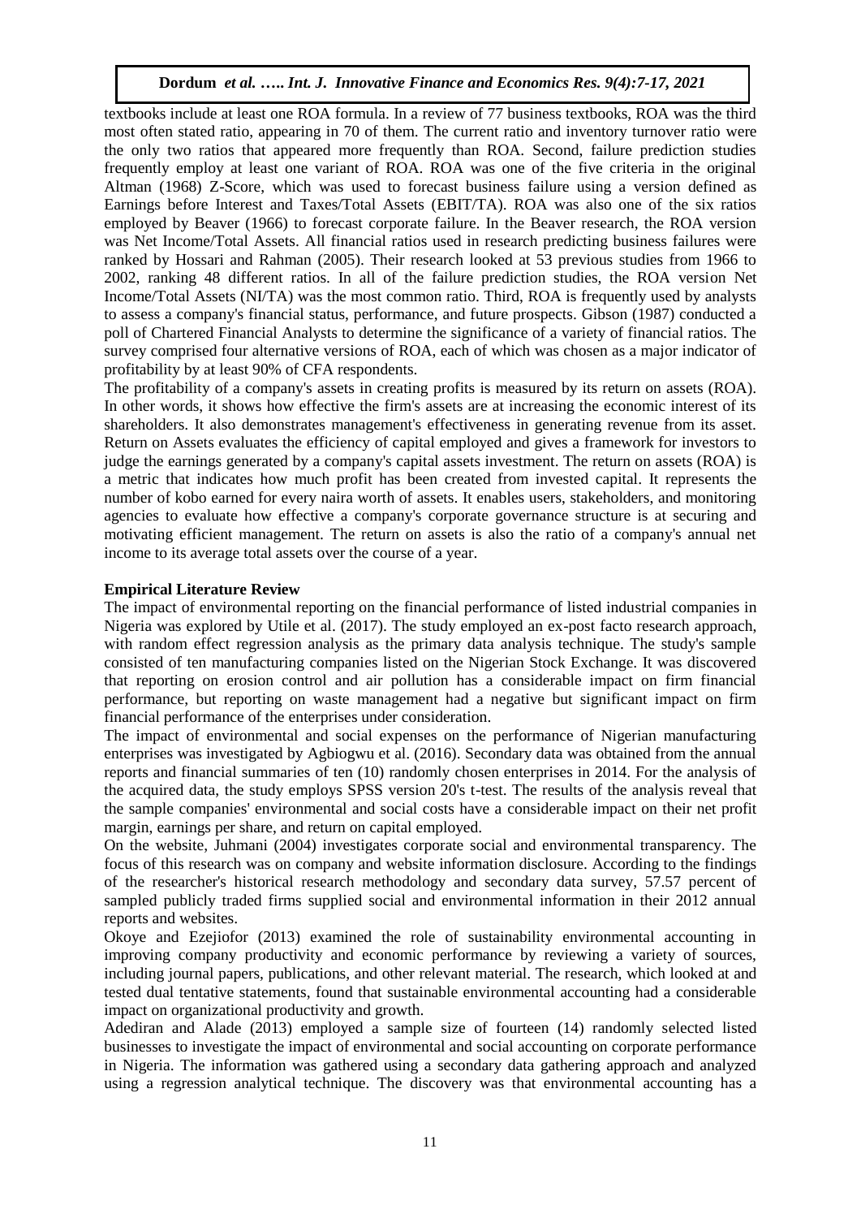textbooks include at least one ROA formula. In a review of 77 business textbooks, ROA was the third most often stated ratio, appearing in 70 of them. The current ratio and inventory turnover ratio were the only two ratios that appeared more frequently than ROA. Second, failure prediction studies frequently employ at least one variant of ROA. ROA was one of the five criteria in the original Altman (1968) Z-Score, which was used to forecast business failure using a version defined as Earnings before Interest and Taxes/Total Assets (EBIT/TA). ROA was also one of the six ratios employed by Beaver (1966) to forecast corporate failure. In the Beaver research, the ROA version was Net Income/Total Assets. All financial ratios used in research predicting business failures were ranked by Hossari and Rahman (2005). Their research looked at 53 previous studies from 1966 to 2002, ranking 48 different ratios. In all of the failure prediction studies, the ROA version Net Income/Total Assets (NI/TA) was the most common ratio. Third, ROA is frequently used by analysts to assess a company's financial status, performance, and future prospects. Gibson (1987) conducted a poll of Chartered Financial Analysts to determine the significance of a variety of financial ratios. The survey comprised four alternative versions of ROA, each of which was chosen as a major indicator of profitability by at least 90% of CFA respondents.

The profitability of a company's assets in creating profits is measured by its return on assets (ROA). In other words, it shows how effective the firm's assets are at increasing the economic interest of its shareholders. It also demonstrates management's effectiveness in generating revenue from its asset. Return on Assets evaluates the efficiency of capital employed and gives a framework for investors to judge the earnings generated by a company's capital assets investment. The return on assets (ROA) is a metric that indicates how much profit has been created from invested capital. It represents the number of kobo earned for every naira worth of assets. It enables users, stakeholders, and monitoring agencies to evaluate how effective a company's corporate governance structure is at securing and motivating efficient management. The return on assets is also the ratio of a company's annual net income to its average total assets over the course of a year.

**Empirical Literature Review**

The impact of environmental reporting on the financial performance of listed industrial companies in Nigeria was explored by Utile et al. (2017). The study employed an ex-post facto research approach, with random effect regression analysis as the primary data analysis technique. The study's sample consisted of ten manufacturing companies listed on the Nigerian Stock Exchange. It was discovered that reporting on erosion control and air pollution has a considerable impact on firm financial performance, but reporting on waste management had a negative but significant impact on firm financial performance of the enterprises under consideration.

The impact of environmental and social expenses on the performance of Nigerian manufacturing enterprises was investigated by Agbiogwu et al. (2016). Secondary data was obtained from the annual reports and financial summaries of ten (10) randomly chosen enterprises in 2014. For the analysis of the acquired data, the study employs SPSS version 20's t-test. The results of the analysis reveal that the sample companies' environmental and social costs have a considerable impact on their net profit margin, earnings per share, and return on capital employed.

On the website, Juhmani (2004) investigates corporate social and environmental transparency. The focus of this research was on company and website information disclosure. According to the findings of the researcher's historical research methodology and secondary data survey, 57.57 percent of sampled publicly traded firms supplied social and environmental information in their 2012 annual reports and websites.

Okoye and Ezejiofor (2013) examined the role of sustainability environmental accounting in improving company productivity and economic performance by reviewing a variety of sources, including journal papers, publications, and other relevant material. The research, which looked at and tested dual tentative statements, found that sustainable environmental accounting had a considerable impact on organizational productivity and growth.

Adediran and Alade (2013) employed a sample size of fourteen (14) randomly selected listed businesses to investigate the impact of environmental and social accounting on corporate performance in Nigeria. The information was gathered using a secondary data gathering approach and analyzed using a regression analytical technique. The discovery was that environmental accounting has a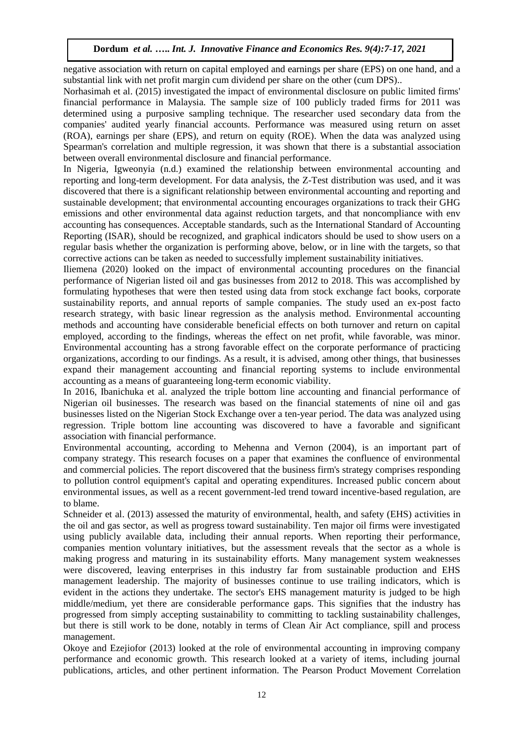negative association with return on capital employed and earnings per share (EPS) on one hand, and a substantial link with net profit margin cum dividend per share on the other (cum DPS)..

Norhasimah et al. (2015) investigated the impact of environmental disclosure on public limited firms' financial performance in Malaysia. The sample size of 100 publicly traded firms for 2011 was determined using a purposive sampling technique. The researcher used secondary data from the companies' audited yearly financial accounts. Performance was measured using return on asset (ROA), earnings per share (EPS), and return on equity (ROE). When the data was analyzed using Spearman's correlation and multiple regression, it was shown that there is a substantial association between overall environmental disclosure and financial performance.

In Nigeria, Igweonyia (n.d.) examined the relationship between environmental accounting and reporting and long-term development. For data analysis, the Z-Test distribution was used, and it was discovered that there is a significant relationship between environmental accounting and reporting and sustainable development; that environmental accounting encourages organizations to track their GHG emissions and other environmental data against reduction targets, and that noncompliance with env accounting has consequences. Acceptable standards, such as the International Standard of Accounting Reporting (ISAR), should be recognized, and graphical indicators should be used to show users on a regular basis whether the organization is performing above, below, or in line with the targets, so that corrective actions can be taken as needed to successfully implement sustainability initiatives.

Iliemena (2020) looked on the impact of environmental accounting procedures on the financial performance of Nigerian listed oil and gas businesses from 2012 to 2018. This was accomplished by formulating hypotheses that were then tested using data from stock exchange fact books, corporate sustainability reports, and annual reports of sample companies. The study used an ex-post facto research strategy, with basic linear regression as the analysis method. Environmental accounting methods and accounting have considerable beneficial effects on both turnover and return on capital employed, according to the findings, whereas the effect on net profit, while favorable, was minor. Environmental accounting has a strong favorable effect on the corporate performance of practicing organizations, according to our findings. As a result, it is advised, among other things, that businesses expand their management accounting and financial reporting systems to include environmental accounting as a means of guaranteeing long-term economic viability.

In 2016, Ibanichuka et al. analyzed the triple bottom line accounting and financial performance of Nigerian oil businesses. The research was based on the financial statements of nine oil and gas businesses listed on the Nigerian Stock Exchange over a ten-year period. The data was analyzed using regression. Triple bottom line accounting was discovered to have a favorable and significant association with financial performance.

Environmental accounting, according to Mehenna and Vernon (2004), is an important part of company strategy. This research focuses on a paper that examines the confluence of environmental and commercial policies. The report discovered that the business firm's strategy comprises responding to pollution control equipment's capital and operating expenditures. Increased public concern about environmental issues, as well as a recent government-led trend toward incentive-based regulation, are to blame.

Schneider et al. (2013) assessed the maturity of environmental, health, and safety (EHS) activities in the oil and gas sector, as well as progress toward sustainability. Ten major oil firms were investigated using publicly available data, including their annual reports. When reporting their performance, companies mention voluntary initiatives, but the assessment reveals that the sector as a whole is making progress and maturing in its sustainability efforts. Many management system weaknesses were discovered, leaving enterprises in this industry far from sustainable production and EHS management leadership. The majority of businesses continue to use trailing indicators, which is evident in the actions they undertake. The sector's EHS management maturity is judged to be high middle/medium, yet there are considerable performance gaps. This signifies that the industry has progressed from simply accepting sustainability to committing to tackling sustainability challenges, but there is still work to be done, notably in terms of Clean Air Act compliance, spill and process management.

Okoye and Ezejiofor (2013) looked at the role of environmental accounting in improving company performance and economic growth. This research looked at a variety of items, including journal publications, articles, and other pertinent information. The Pearson Product Movement Correlation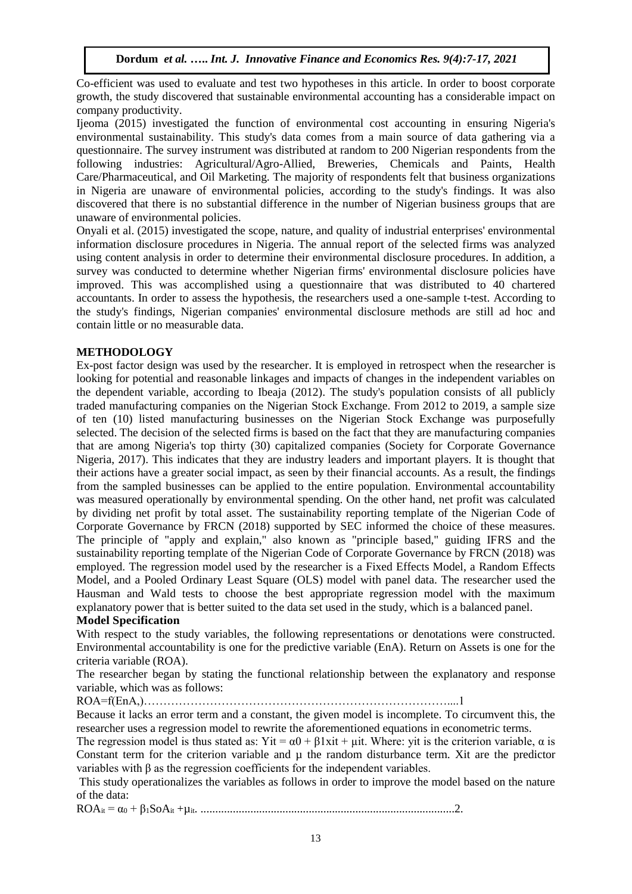Co-efficient was used to evaluate and test two hypotheses in this article. In order to boost corporate growth, the study discovered that sustainable environmental accounting has a considerable impact on company productivity.

Ijeoma (2015) investigated the function of environmental cost accounting in ensuring Nigeria's environmental sustainability. This study's data comes from a main source of data gathering via a questionnaire. The survey instrument was distributed at random to 200 Nigerian respondents from the following industries: Agricultural/Agro-Allied, Breweries, Chemicals and Paints, Health Care/Pharmaceutical, and Oil Marketing. The majority of respondents felt that business organizations in Nigeria are unaware of environmental policies, according to the study's findings. It was also discovered that there is no substantial difference in the number of Nigerian business groups that are unaware of environmental policies.

Onyali et al. (2015) investigated the scope, nature, and quality of industrial enterprises' environmental information disclosure procedures in Nigeria. The annual report of the selected firms was analyzed using content analysis in order to determine their environmental disclosure procedures. In addition, a survey was conducted to determine whether Nigerian firms' environmental disclosure policies have improved. This was accomplished using a questionnaire that was distributed to 40 chartered accountants. In order to assess the hypothesis, the researchers used a one-sample t-test. According to the study's findings, Nigerian companies' environmental disclosure methods are still ad hoc and contain little or no measurable data.

## METHODOLOGY

Ex-post factor design was used by the researcher. It is employed in retrospect when the researcher is looking for potential and reasonable linkages and impacts of changes in the independent variables on the dependent variable, according to Ibeaja (2012). The study's population consists of all publicly traded manufacturing companies on the Nigerian Stock Exchange. From 2012 to 2019, a sample size of ten (10) listed manufacturing businesses on the Nigerian Stock Exchange was purposefully selected. The decision of the selected firms is based on the fact that they are manufacturing companies that are among Nigeria's top thirty (30) capitalized companies (Society for Corporate Governance Nigeria, 2017). This indicates that they are industry leaders and important players. It is thought that their actions have a greater social impact, as seen by their financial accounts. As a result, the findings from the sampled businesses can be applied to the entire population. Environmental accountability was measured operationally by environmental spending. On the other hand, net profit was calculated by dividing net profit by total asset. The sustainability reporting template of the Nigerian Code of Corporate Governance by FRCN (2018) supported by SEC informed the choice of these measures. The principle of "apply and explain," also known as "principle based," guiding IFRS and the sustainability reporting template of the Nigerian Code of Corporate Governance by FRCN (2018) was employed. The regression model used by the researcher is a Fixed Effects Model, a Random Effects Model, and a Pooled Ordinary Least Square (OLS) model with panel data. The researcher used the Hausman and Wald tests to choose the best appropriate regression model with the maximum explanatory power that is better suited to the data set used in the study, which is a balanced panel.

### Model Specification

With respect to the study variables, the following representations or denotations were constructed. Environmental accountability is one for the predictive variable (EnA). Return on Assets is one for the criteria variable (ROA).

The researcher began by stating the functional relationship between the explanatory and response variable, which was as follows:

$ROA = f(EnA,)$……………………………………………………………………....1

Because it lacks an error term and a constant, the given model is incomplete. To circumvent this, the researcher uses a regression model to rewrite the aforementioned equations in econometric terms.

The regression model is thus stated as: $Yit = \alpha 0 + \beta 1xit + \mu it$. Where: yit is the criterion variable, $\alpha$ is Constant term for the criterion variable and $\mu$ the random disturbance term. Xit are the predictor variables with $\beta$ as the regression coefficients for the independent variables.

This study operationalizes the variables as follows in order to improve the model based on the nature of the data:

$ROA_{it} = \alpha_0 + \beta_1 SoA_{it} + \mu_{it}$. .....................................................................................2.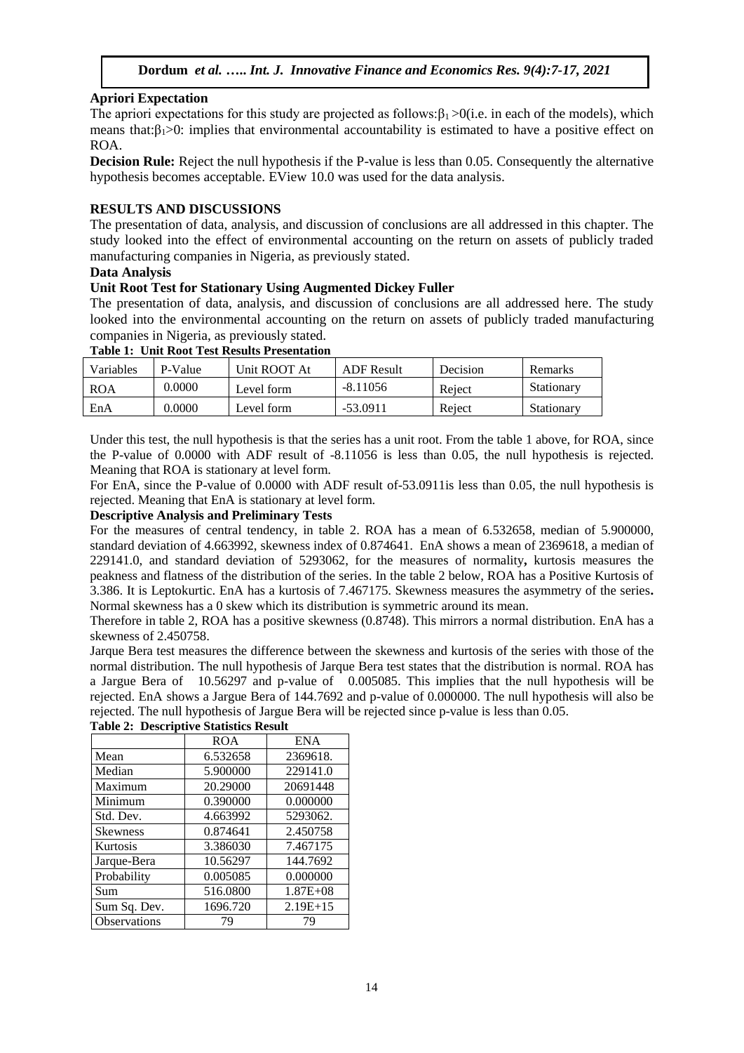**Apriori Expectation**

The apriori expectations for this study are projected as follows:$\beta_1$ >0(i.e. in each of the models), which means that:$\beta_1$>0: implies that environmental accountability is estimated to have a positive effect on ROA.

**Decision Rule:** Reject the null hypothesis if the P-value is less than 0.05. Consequently the alternative hypothesis becomes acceptable. EView 10.0 was used for the data analysis.

## RESULTS AND DISCUSSIONS

The presentation of data, analysis, and discussion of conclusions are all addressed in this chapter. The study looked into the effect of environmental accounting on the return on assets of publicly traded manufacturing companies in Nigeria, as previously stated.

### Data Analysis

### Unit Root Test for Stationary Using Augmented Dickey Fuller

The presentation of data, analysis, and discussion of conclusions are all addressed here. The study looked into the environmental accounting on the return on assets of publicly traded manufacturing companies in Nigeria, as previously stated.

**Table 1: Unit Root Test Results Presentation**

| Variables | P-Value | Unit ROOT At | ADF Result | Decision | Remarks |
|---|---|---|---|---|---|
| ROA | 0.0000 | Level form | -8.11056 | Reject | Stationary |
| EnA | 0.0000 | Level form | -53.0911 | Reject | Stationary |

Under this test, the null hypothesis is that the series has a unit root. From the table 1 above, for ROA, since the P-value of 0.0000 with ADF result of -8.11056 is less than 0.05, the null hypothesis is rejected. Meaning that ROA is stationary at level form.

For EnA, since the P-value of 0.0000 with ADF result of-53.0911is less than 0.05, the null hypothesis is rejected. Meaning that EnA is stationary at level form.

### Descriptive Analysis and Preliminary Tests

For the measures of central tendency, in table 2. ROA has a mean of 6.532658, median of 5.900000, standard deviation of 4.663992, skewness index of 0.874641. EnA shows a mean of 2369618, a median of 229141.0, and standard deviation of 5293062, for the measures of normality**,** kurtosis measures the peakness and flatness of the distribution of the series. In the table 2 below, ROA has a Positive Kurtosis of 3.386. It is Leptokurtic. EnA has a kurtosis of 7.467175. Skewness measures the asymmetry of the series**.** Normal skewness has a 0 skew which its distribution is symmetric around its mean.

Therefore in table 2, ROA has a positive skewness (0.8748). This mirrors a normal distribution. EnA has a skewness of 2.450758.

Jarque Bera test measures the difference between the skewness and kurtosis of the series with those of the normal distribution. The null hypothesis of Jarque Bera test states that the distribution is normal. ROA has a Jargue Bera of 10.56297 and p-value of 0.005085. This implies that the null hypothesis will be rejected. EnA shows a Jargue Bera of 144.7692 and p-value of 0.000000. The null hypothesis will also be rejected. The null hypothesis of Jargue Bera will be rejected since p-value is less than 0.05.

**Table 2: Descriptive Statistics Result**

| | ROA | ENA |
|---|---|---|
| Mean | 6.532658 | 2369618. |
| Median | 5.900000 | 229141.0 |
| Maximum | 20.29000 | 20691448 |
| Minimum | 0.390000 | 0.000000 |
| Std. Dev. | 4.663992 | 5293062. |
| Skewness | 0.874641 | 2.450758 |
| Kurtosis | 3.386030 | 7.467175 |
| Jarque-Bera | 10.56297 | 144.7692 |
| Probability | 0.005085 | 0.000000 |
| Sum | 516.0800 | 1.87E+08 |
| Sum Sq. Dev. | 1696.720 | 2.19E+15 |
| Observations | 79 | 79 |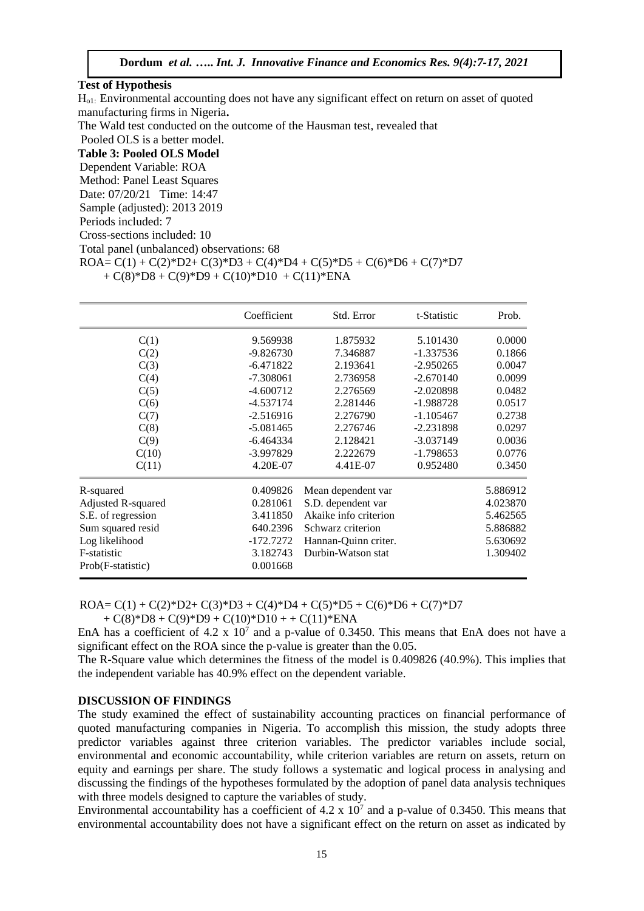**Test of Hypothesis**

$H_{o1:}$ Environmental accounting does not have any significant effect on return on asset of quoted manufacturing firms in Nigeria**.**

The Wald test conducted on the outcome of the Hausman test, revealed that Pooled OLS is a better model.

**Table 3: Pooled OLS Model**

Dependent Variable: ROA
Method: Panel Least Squares
Date: 07/20/21 Time: 14:47
Sample (adjusted): 2013 2019
Periods included: 7
Cross-sections included: 10
Total panel (unbalanced) observations: 68

$$ROA= C(1) + C(2)*D2+ C(3)*D3 + C(4)*D4 + C(5)*D5 + C(6)*D6 + C(7)*D7 + C(8)*D8 + C(9)*D9 + C(10)*D10 + C(11)*ENA$$

| | Coefficient | Std. Error | t-Statistic | Prob. |
|---|---|---|---|---|
| C(1) | 9.569938 | 1.875932 | 5.101430 | 0.0000 |
| C(2) | -9.826730 | 7.346887 | -1.337536 | 0.1866 |
| C(3) | -6.471822 | 2.193641 | -2.950265 | 0.0047 |
| C(4) | -7.308061 | 2.736958 | -2.670140 | 0.0099 |
| C(5) | -4.600712 | 2.276569 | -2.020898 | 0.0482 |
| C(6) | -4.537174 | 2.281446 | -1.988728 | 0.0517 |
| C(7) | -2.516916 | 2.276790 | -1.105467 | 0.2738 |
| C(8) | -5.081465 | 2.276746 | -2.231898 | 0.0297 |
| C(9) | -6.464334 | 2.128421 | -3.037149 | 0.0036 |
| C(10) | -3.997829 | 2.222679 | -1.798653 | 0.0776 |
| C(11) | 4.20E-07 | 4.41E-07 | 0.952480 | 0.3450 |

| | | | |
|---|---|---|---|
| R-squared | 0.409826 | Mean dependent var | 5.886912 |
| Adjusted R-squared | 0.281061 | S.D. dependent var | 4.023870 |
| S.E. of regression | 3.411850 | Akaike info criterion | 5.462565 |
| Sum squared resid | 640.2396 | Schwarz criterion | 5.886882 |
| Log likelihood | -172.7272 | Hannan-Quinn criter. | 5.630692 |
| F-statistic | 3.182743 | Durbin-Watson stat | 1.309402 |
| Prob(F-statistic) | 0.001668 | | |

$$ROA= C(1) + C(2)*D2+ C(3)*D3 + C(4)*D4 + C(5)*D5 + C(6)*D6 + C(7)*D7 + C(8)*D8 + C(9)*D9 + C(10)*D10 + + C(11)*ENA$$

EnA has a coefficient of $4.2 \times 10^7$ and a p-value of 0.3450. This means that EnA does not have a significant effect on the ROA since the p-value is greater than the 0.05.

The R-Square value which determines the fitness of the model is 0.409826 (40.9%). This implies that the independent variable has 40.9% effect on the dependent variable.

## DISCUSSION OF FINDINGS

The study examined the effect of sustainability accounting practices on financial performance of quoted manufacturing companies in Nigeria. To accomplish this mission, the study adopts three predictor variables against three criterion variables. The predictor variables include social, environmental and economic accountability, while criterion variables are return on assets, return on equity and earnings per share. The study follows a systematic and logical process in analysing and discussing the findings of the hypotheses formulated by the adoption of panel data analysis techniques with three models designed to capture the variables of study.

Environmental accountability has a coefficient of $4.2 \times 10^7$ and a p-value of 0.3450. This means that environmental accountability does not have a significant effect on the return on asset as indicated by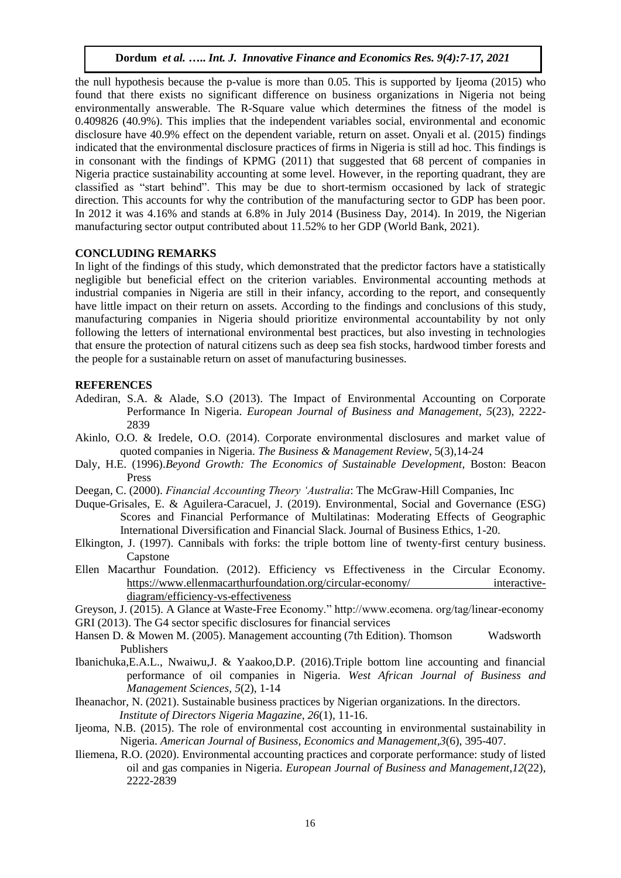the null hypothesis because the p-value is more than 0.05. This is supported by Ijeoma (2015) who found that there exists no significant difference on business organizations in Nigeria not being environmentally answerable. The R-Square value which determines the fitness of the model is 0.409826 (40.9%). This implies that the independent variables social, environmental and economic disclosure have 40.9% effect on the dependent variable, return on asset. Onyali et al. (2015) findings indicated that the environmental disclosure practices of firms in Nigeria is still ad hoc. This findings is in consonant with the findings of KPMG (2011) that suggested that 68 percent of companies in Nigeria practice sustainability accounting at some level. However, in the reporting quadrant, they are classified as "start behind". This may be due to short-termism occasioned by lack of strategic direction. This accounts for why the contribution of the manufacturing sector to GDP has been poor. In 2012 it was 4.16% and stands at 6.8% in July 2014 (Business Day, 2014). In 2019, the Nigerian manufacturing sector output contributed about 11.52% to her GDP (World Bank, 2021).

## CONCLUDING REMARKS

In light of the findings of this study, which demonstrated that the predictor factors have a statistically negligible but beneficial effect on the criterion variables. Environmental accounting methods at industrial companies in Nigeria are still in their infancy, according to the report, and consequently have little impact on their return on assets. According to the findings and conclusions of this study, manufacturing companies in Nigeria should prioritize environmental accountability by not only following the letters of international environmental best practices, but also investing in technologies that ensure the protection of natural citizens such as deep sea fish stocks, hardwood timber forests and the people for a sustainable return on asset of manufacturing businesses.

## REFERENCES

Adediran, S.A. & Alade, S.O (2013). The Impact of Environmental Accounting on Corporate Performance In Nigeria. *European Journal of Business and Management*, *5*(23), 2222-2839

Akinlo, O.O. & Iredele, O.O. (2014). Corporate environmental disclosures and market value of quoted companies in Nigeria. *The Business & Management Review*, 5(3),14-24

Daly, H.E. (1996).*Beyond Growth: The Economics of Sustainable Development*, Boston: Beacon Press

Deegan, C. (2000). *Financial Accounting Theory 'Australia*: The McGraw-Hill Companies, Inc

Duque-Grisales, E. & Aguilera-Caracuel, J. (2019). Environmental, Social and Governance (ESG) Scores and Financial Performance of Multilatinas: Moderating Effects of Geographic International Diversification and Financial Slack. Journal of Business Ethics, 1-20.

Elkington, J. (1997). Cannibals with forks: the triple bottom line of twenty-first century business. Capstone

Ellen Macarthur Foundation. (2012). Efficiency vs Effectiveness in the Circular Economy. https://www.ellenmacarthurfoundation.org/circular-economy/ interactive-diagram/efficiency-vs-effectiveness

Greyson, J. (2015). A Glance at Waste-Free Economy." http://www.ecomena. org/tag/linear-economy

GRI (2013). The G4 sector specific disclosures for financial services

Hansen D. & Mowen M. (2005). Management accounting (7th Edition). Thomson Wadsworth Publishers

Ibanichuka,E.A.L., Nwaiwu,J. & Yaakoo,D.P. (2016).Triple bottom line accounting and financial performance of oil companies in Nigeria. *West African Journal of Business and Management Sciences, 5*(2), 1-14

Iheanachor, N. (2021). Sustainable business practices by Nigerian organizations. In the directors. *Institute of Directors Nigeria Magazine*, *26*(1), 11-16.

Ijeoma, N.B. (2015). The role of environmental cost accounting in environmental sustainability in Nigeria. *American Journal of Business, Economics and Management*,*3*(6), 395-407.

Iliemena, R.O. (2020). Environmental accounting practices and corporate performance: study of listed oil and gas companies in Nigeria. *European Journal of Business and Management*,*12*(22), 2222-2839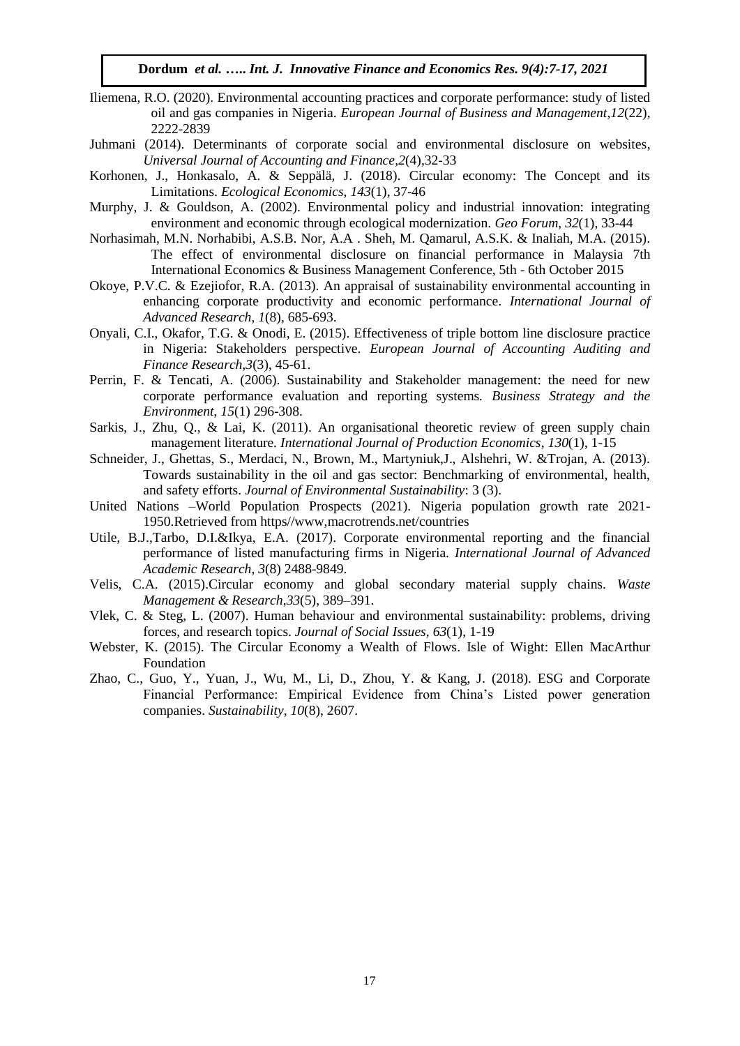Iliemena, R.O. (2020). Environmental accounting practices and corporate performance: study of listed oil and gas companies in Nigeria. *European Journal of Business and Management*,*12*(22), 2222-2839

Juhmani (2014). Determinants of corporate social and environmental disclosure on websites, *Universal Journal of Accounting and Finance*,*2*(4),32-33

Korhonen, J., Honkasalo, A. & Seppälä, J. (2018). Circular economy: The Concept and its Limitations. *Ecological Economics*, *143*(1), 37-46

Murphy, J. & Gouldson, A. (2002). Environmental policy and industrial innovation: integrating environment and economic through ecological modernization. *Geo Forum*, *32*(1), 33-44

Norhasimah, M.N. Norhabibi, A.S.B. Nor, A.A . Sheh, M. Qamarul, A.S.K. & Inaliah, M.A. (2015). The effect of environmental disclosure on financial performance in Malaysia 7th International Economics & Business Management Conference, 5th - 6th October 2015

Okoye, P.V.C. & Ezejiofor, R.A. (2013). An appraisal of sustainability environmental accounting in enhancing corporate productivity and economic performance. *International Journal of Advanced Research*, *1*(8), 685-693.

Onyali, C.I., Okafor, T.G. & Onodi, E. (2015). Effectiveness of triple bottom line disclosure practice in Nigeria: Stakeholders perspective. *European Journal of Accounting Auditing and Finance Research*,*3*(3), 45-61.

Perrin, F. & Tencati, A. (2006). Sustainability and Stakeholder management: the need for new corporate performance evaluation and reporting systems. *Business Strategy and the Environment*, *15*(1) 296-308.

Sarkis, J., Zhu, Q., & Lai, K. (2011). An organisational theoretic review of green supply chain management literature. *International Journal of Production Economics*, *130*(1), 1-15

Schneider, J., Ghettas, S., Merdaci, N., Brown, M., Martyniuk,J., Alshehri, W. &Trojan, A. (2013). Towards sustainability in the oil and gas sector: Benchmarking of environmental, health, and safety efforts. *Journal of Environmental Sustainability*: 3 (3).

United Nations –World Population Prospects (2021). Nigeria population growth rate 2021-1950.Retrieved from https//www,macrotrends.net/countries

Utile, B.J.,Tarbo, D.I.&Ikya, E.A. (2017). Corporate environmental reporting and the financial performance of listed manufacturing firms in Nigeria. *International Journal of Advanced Academic Research*, *3*(8) 2488-9849.

Velis, C.A. (2015).Circular economy and global secondary material supply chains. *Waste Management & Research*,*33*(5), 389–391.

Vlek, C. & Steg, L. (2007). Human behaviour and environmental sustainability: problems, driving forces, and research topics. *Journal of Social Issues*, *63*(1), 1-19

Webster, K. (2015). The Circular Economy a Wealth of Flows. Isle of Wight: Ellen MacArthur Foundation

Zhao, C., Guo, Y., Yuan, J., Wu, M., Li, D., Zhou, Y. & Kang, J. (2018). ESG and Corporate Financial Performance: Empirical Evidence from China's Listed power generation companies. *Sustainability*, *10*(8), 2607.